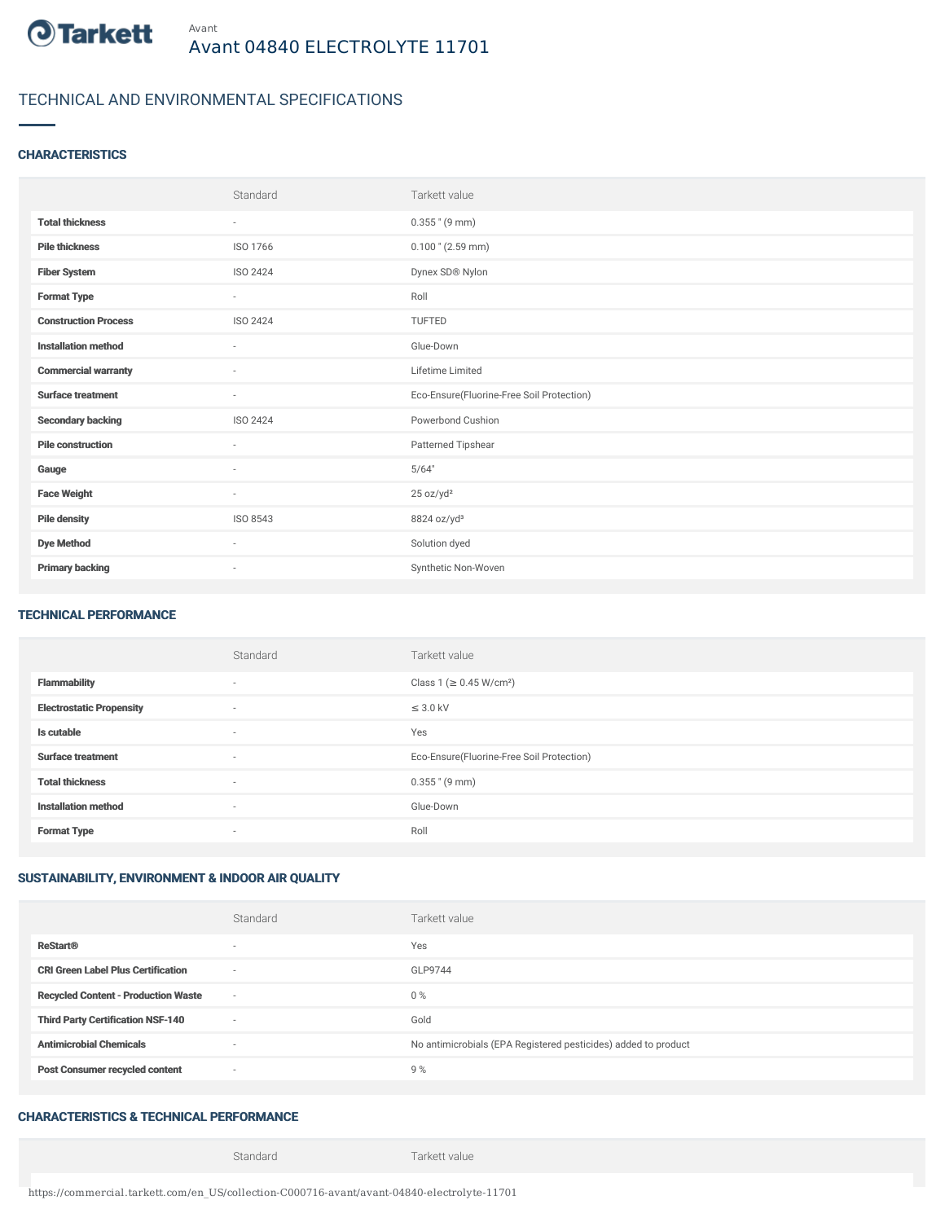Avant

# Avant 04840 ELECTROLYTE 11701

## TECHNICAL AND ENVIRONMENTAL SPECIFICATIONS

### CHARACTERISTICS

| | Standard | Tarkett value |
|---|---|---|
| **Total thickness** | - | 0.355 " (9 mm) |
| **Pile thickness** | ISO 1766 | 0.100 " (2.59 mm) |
| **Fiber System** | ISO 2424 | Dynex SD® Nylon |
| **Format Type** | - | Roll |
| **Construction Process** | ISO 2424 | TUFTED |
| **Installation method** | - | Glue-Down |
| **Commercial warranty** | - | Lifetime Limited |
| **Surface treatment** | - | Eco-Ensure(Fluorine-Free Soil Protection) |
| **Secondary backing** | ISO 2424 | Powerbond Cushion |
| **Pile construction** | - | Patterned Tipshear |
| **Gauge** | - | 5/64" |
| **Face Weight** | - | 25 oz/yd² |
| **Pile density** | ISO 8543 | 8824 oz/yd³ |
| **Dye Method** | - | Solution dyed |
| **Primary backing** | - | Synthetic Non-Woven |

### TECHNICAL PERFORMANCE

| | Standard | Tarkett value |
|---|---|---|
| **Flammability** | - | Class 1 (≥ 0.45 W/cm²) |
| **Electrostatic Propensity** | - | ≤ 3.0 kV |
| **Is cutable** | - | Yes |
| **Surface treatment** | - | Eco-Ensure(Fluorine-Free Soil Protection) |
| **Total thickness** | - | 0.355 " (9 mm) |
| **Installation method** | - | Glue-Down |
| **Format Type** | - | Roll |

### SUSTAINABILITY, ENVIRONMENT & INDOOR AIR QUALITY

| | Standard | Tarkett value |
|---|---|---|
| **ReStart®** | - | Yes |
| **CRI Green Label Plus Certification** | - | GLP9744 |
| **Recycled Content - Production Waste** | - | 0 % |
| **Third Party Certification NSF-140** | - | Gold |
| **Antimicrobial Chemicals** | - | No antimicrobials (EPA Registered pesticides) added to product |
| **Post Consumer recycled content** | - | 9 % |

### CHARACTERISTICS & TECHNICAL PERFORMANCE

| | Standard | Tarkett value |
|---|---|---|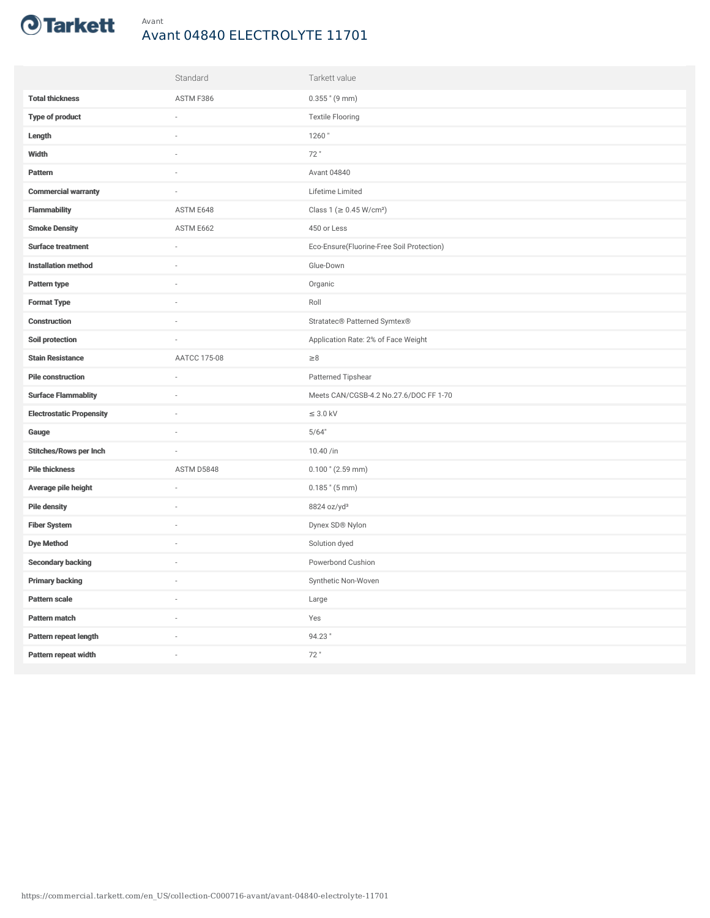Avant

# Avant 04840 ELECTROLYTE 11701

| | Standard | Tarkett value |
|---|---|---|
| **Total thickness** | ASTM F386 | 0.355 " (9 mm) |
| **Type of product** | - | Textile Flooring |
| **Length** | - | 1260 " |
| **Width** | - | 72 " |
| **Pattern** | - | Avant 04840 |
| **Commercial warranty** | - | Lifetime Limited |
| **Flammability** | ASTM E648 | Class 1 (≥ 0.45 W/cm²) |
| **Smoke Density** | ASTM E662 | 450 or Less |
| **Surface treatment** | - | Eco-Ensure(Fluorine-Free Soil Protection) |
| **Installation method** | - | Glue-Down |
| **Pattern type** | - | Organic |
| **Format Type** | - | Roll |
| **Construction** | - | Stratatec® Patterned Symtex® |
| **Soil protection** | - | Application Rate: 2% of Face Weight |
| **Stain Resistance** | AATCC 175-08 | ≥8 |
| **Pile construction** | - | Patterned Tipshear |
| **Surface Flammablity** | - | Meets CAN/CGSB-4.2 No.27.6/DOC FF 1-70 |
| **Electrostatic Propensity** | - | ≤ 3.0 kV |
| **Gauge** | - | 5/64" |
| **Stitches/Rows per Inch** | - | 10.40 /in |
| **Pile thickness** | ASTM D5848 | 0.100 " (2.59 mm) |
| **Average pile height** | - | 0.185 " (5 mm) |
| **Pile density** | - | 8824 oz/yd³ |
| **Fiber System** | - | Dynex SD® Nylon |
| **Dye Method** | - | Solution dyed |
| **Secondary backing** | - | Powerbond Cushion |
| **Primary backing** | - | Synthetic Non-Woven |
| **Pattern scale** | - | Large |
| **Pattern match** | - | Yes |
| **Pattern repeat length** | - | 94.23 " |
| **Pattern repeat width** | - | 72 " |

https://commercial.tarkett.com/en_US/collection-C000716-avant/avant-04840-electrolyte-11701